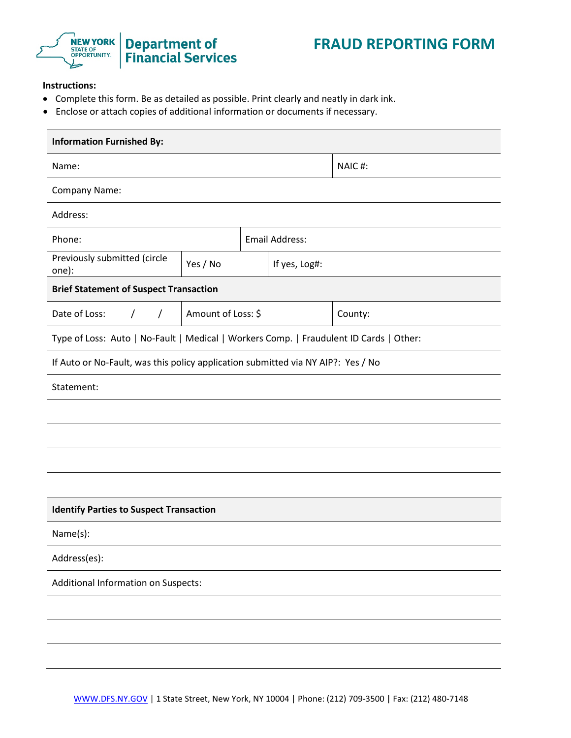# FRAUD REPORTING FORM

**Instructions:**

- Complete this form. Be as detailed as possible. Print clearly and neatly in dark ink.
- Enclose or attach copies of additional information or documents if necessary.

**Information Furnished By:**

| Name: | | | NAIC #: |
|---|---|---|---|
| Company Name: | | | |
| Address: | | | |
| Phone: | | Email Address: | |
| Previously submitted (circle one): | Yes / No | If yes, Log#: | |

**Brief Statement of Suspect Transaction**

| Date of Loss: / / | Amount of Loss: $ | County: |
|---|---|---|

Type of Loss: Auto | No-Fault | Medical | Workers Comp. | Fraudulent ID Cards | Other:

If Auto or No-Fault, was this policy application submitted via NY AIP?: Yes / No

Statement:

**Identify Parties to Suspect Transaction**

Name(s):

Address(es):

Additional Information on Suspects:

WWW.DFS.NY.GOV | 1 State Street, New York, NY 10004 | Phone: (212) 709-3500 | Fax: (212) 480-7148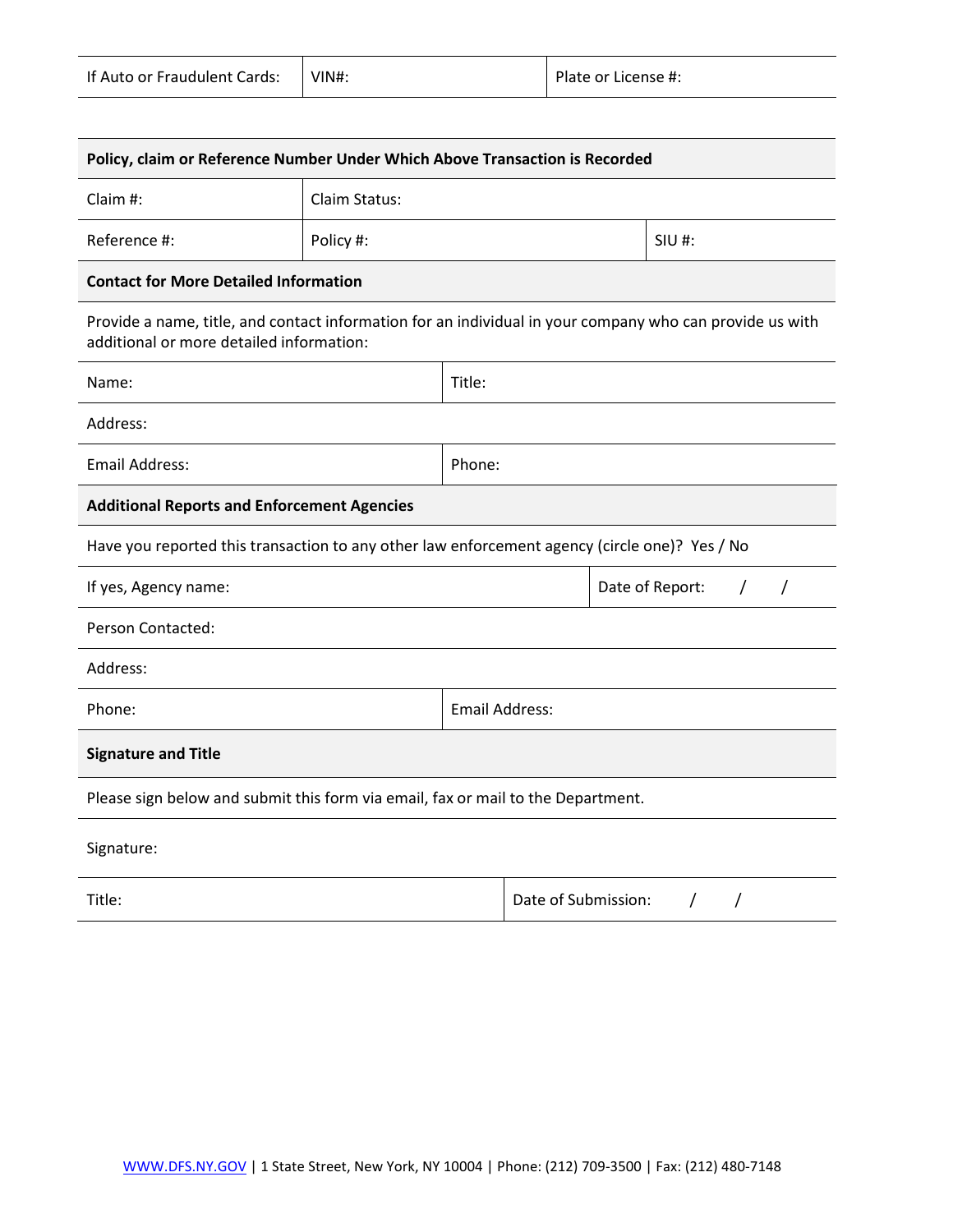| | | |
|---|---|---|
| If Auto or Fraudulent Cards: | VIN#: | Plate or License #: |

**Policy, claim or Reference Number Under Which Above Transaction is Recorded**

| | | |
|---|---|---|
| Claim #: | Claim Status: | |
| Reference #: | Policy #: | SIU #: |

**Contact for More Detailed Information**

Provide a name, title, and contact information for an individual in your company who can provide us with additional or more detailed information:

| | |
|---|---|
| Name: | Title: |
| Address: | |
| Email Address: | Phone: |

**Additional Reports and Enforcement Agencies**

Have you reported this transaction to any other law enforcement agency (circle one)? Yes / No

| | |
|---|---|
| If yes, Agency name: | Date of Report: / / |
| Person Contacted: | |
| Address: | |
| Phone: | Email Address: |

**Signature and Title**

Please sign below and submit this form via email, fax or mail to the Department.

Signature:

| | |
|---|---|
| Title: | Date of Submission: / / |

WWW.DFS.NY.GOV | 1 State Street, New York, NY 10004 | Phone: (212) 709-3500 | Fax: (212) 480-7148